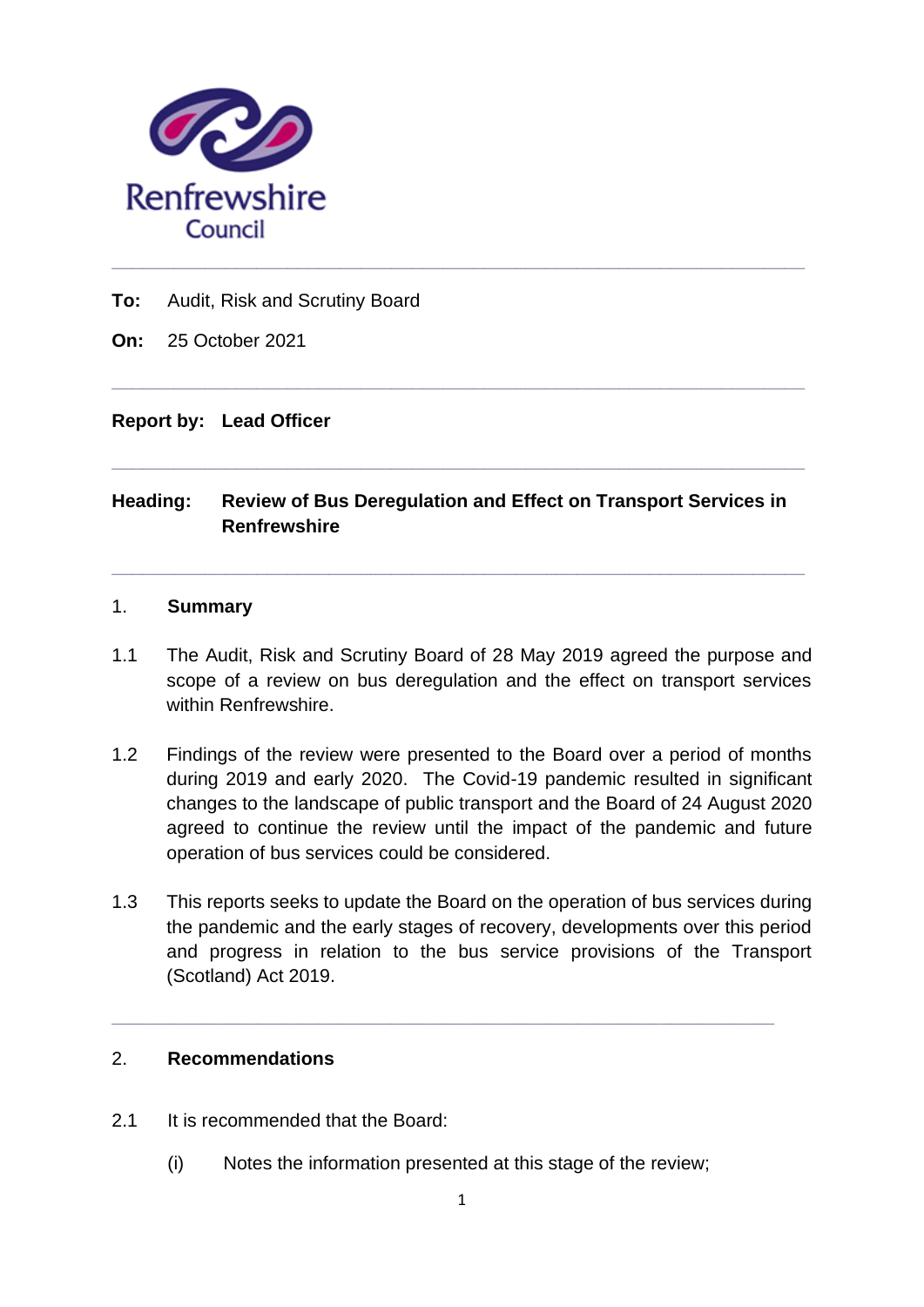**To:** Audit, Risk and Scrutiny Board

**On:** 25 October 2021

---

**Report by: Lead Officer**

---

**Heading: Review of Bus Deregulation and Effect on Transport Services in Renfrewshire**

---

## 1. Summary

1.1 The Audit, Risk and Scrutiny Board of 28 May 2019 agreed the purpose and scope of a review on bus deregulation and the effect on transport services within Renfrewshire.

1.2 Findings of the review were presented to the Board over a period of months during 2019 and early 2020. The Covid-19 pandemic resulted in significant changes to the landscape of public transport and the Board of 24 August 2020 agreed to continue the review until the impact of the pandemic and future operation of bus services could be considered.

1.3 This reports seeks to update the Board on the operation of bus services during the pandemic and the early stages of recovery, developments over this period and progress in relation to the bus service provisions of the Transport (Scotland) Act 2019.

---

## 2. Recommendations

2.1 It is recommended that the Board:

(i) Notes the information presented at this stage of the review;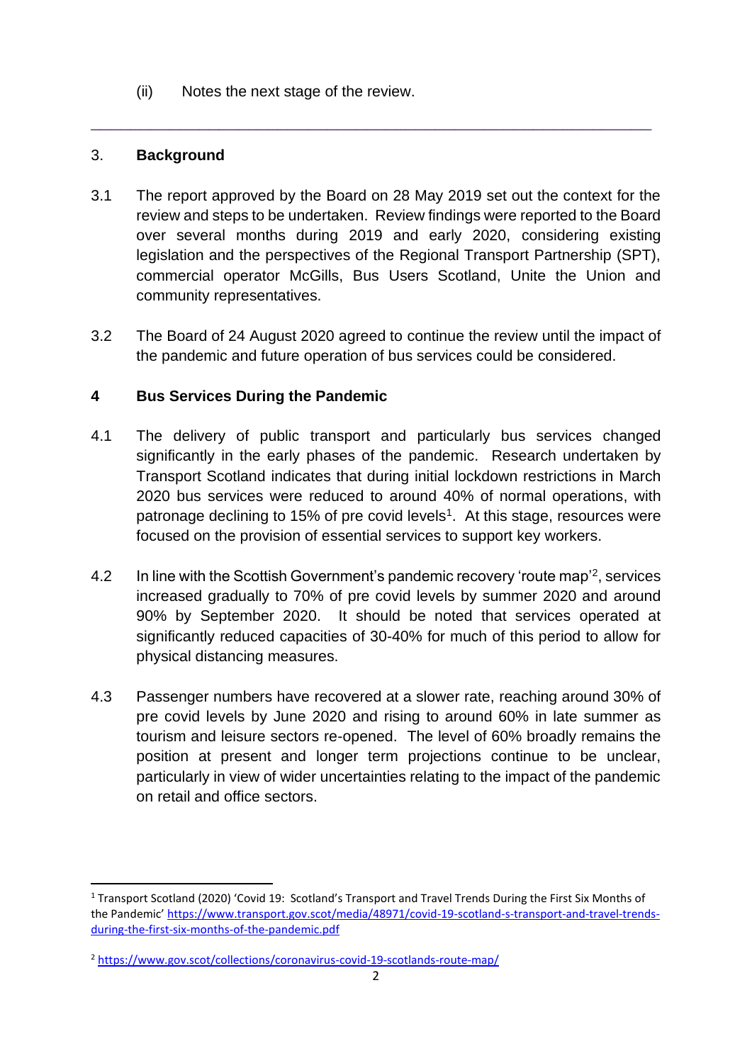(ii) Notes the next stage of the review.

---

## 3. Background

3.1 The report approved by the Board on 28 May 2019 set out the context for the review and steps to be undertaken. Review findings were reported to the Board over several months during 2019 and early 2020, considering existing legislation and the perspectives of the Regional Transport Partnership (SPT), commercial operator McGills, Bus Users Scotland, Unite the Union and community representatives.

3.2 The Board of 24 August 2020 agreed to continue the review until the impact of the pandemic and future operation of bus services could be considered.

## 4 Bus Services During the Pandemic

4.1 The delivery of public transport and particularly bus services changed significantly in the early phases of the pandemic. Research undertaken by Transport Scotland indicates that during initial lockdown restrictions in March 2020 bus services were reduced to around 40% of normal operations, with patronage declining to 15% of pre covid levels[1]. At this stage, resources were focused on the provision of essential services to support key workers.

4.2 In line with the Scottish Government's pandemic recovery 'route map'[2], services increased gradually to 70% of pre covid levels by summer 2020 and around 90% by September 2020. It should be noted that services operated at significantly reduced capacities of 30-40% for much of this period to allow for physical distancing measures.

4.3 Passenger numbers have recovered at a slower rate, reaching around 30% of pre covid levels by June 2020 and rising to around 60% in late summer as tourism and leisure sectors re-opened. The level of 60% broadly remains the position at present and longer term projections continue to be unclear, particularly in view of wider uncertainties relating to the impact of the pandemic on retail and office sectors.

---

[1] Transport Scotland (2020) 'Covid 19: Scotland's Transport and Travel Trends During the First Six Months of the Pandemic' https://www.transport.gov.scot/media/48971/covid-19-scotland-s-transport-and-travel-trends-during-the-first-six-months-of-the-pandemic.pdf

[2] https://www.gov.scot/collections/coronavirus-covid-19-scotlands-route-map/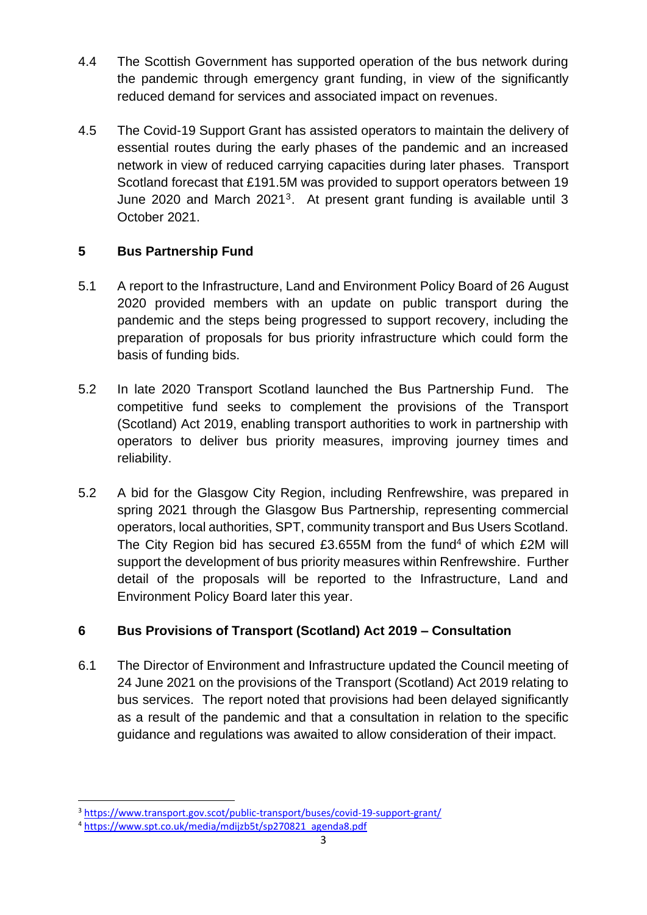4.4 The Scottish Government has supported operation of the bus network during the pandemic through emergency grant funding, in view of the significantly reduced demand for services and associated impact on revenues.

4.5 The Covid-19 Support Grant has assisted operators to maintain the delivery of essential routes during the early phases of the pandemic and an increased network in view of reduced carrying capacities during later phases. Transport Scotland forecast that £191.5M was provided to support operators between 19 June 2020 and March 2021[3]. At present grant funding is available until 3 October 2021.

## 5 Bus Partnership Fund

5.1 A report to the Infrastructure, Land and Environment Policy Board of 26 August 2020 provided members with an update on public transport during the pandemic and the steps being progressed to support recovery, including the preparation of proposals for bus priority infrastructure which could form the basis of funding bids.

5.2 In late 2020 Transport Scotland launched the Bus Partnership Fund. The competitive fund seeks to complement the provisions of the Transport (Scotland) Act 2019, enabling transport authorities to work in partnership with operators to deliver bus priority measures, improving journey times and reliability.

5.2 A bid for the Glasgow City Region, including Renfrewshire, was prepared in spring 2021 through the Glasgow Bus Partnership, representing commercial operators, local authorities, SPT, community transport and Bus Users Scotland. The City Region bid has secured £3.655M from the fund[4] of which £2M will support the development of bus priority measures within Renfrewshire. Further detail of the proposals will be reported to the Infrastructure, Land and Environment Policy Board later this year.

## 6 Bus Provisions of Transport (Scotland) Act 2019 – Consultation

6.1 The Director of Environment and Infrastructure updated the Council meeting of 24 June 2021 on the provisions of the Transport (Scotland) Act 2019 relating to bus services. The report noted that provisions had been delayed significantly as a result of the pandemic and that a consultation in relation to the specific guidance and regulations was awaited to allow consideration of their impact.

---

[3] https://www.transport.gov.scot/public-transport/buses/covid-19-support-grant/

[4] https://www.spt.co.uk/media/mdijzb5t/sp270821_agenda8.pdf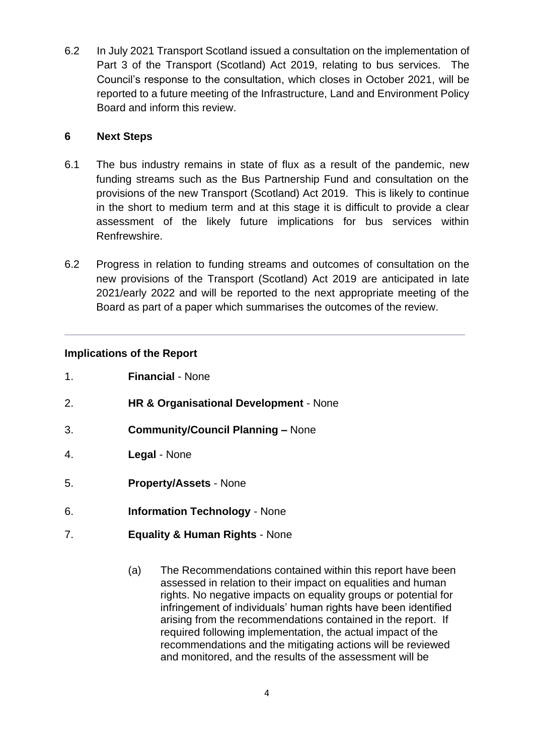6.2 In July 2021 Transport Scotland issued a consultation on the implementation of Part 3 of the Transport (Scotland) Act 2019, relating to bus services. The Council's response to the consultation, which closes in October 2021, will be reported to a future meeting of the Infrastructure, Land and Environment Policy Board and inform this review.

## 6 Next Steps

6.1 The bus industry remains in state of flux as a result of the pandemic, new funding streams such as the Bus Partnership Fund and consultation on the provisions of the new Transport (Scotland) Act 2019. This is likely to continue in the short to medium term and at this stage it is difficult to provide a clear assessment of the likely future implications for bus services within Renfrewshire.

6.2 Progress in relation to funding streams and outcomes of consultation on the new provisions of the Transport (Scotland) Act 2019 are anticipated in late 2021/early 2022 and will be reported to the next appropriate meeting of the Board as part of a paper which summarises the outcomes of the review.

---

**Implications of the Report**

1. **Financial** - None
2. **HR & Organisational Development** - None
3. **Community/Council Planning –** None
4. **Legal** - None
5. **Property/Assets** - None
6. **Information Technology** - None
7. **Equality & Human Rights** - None

    (a) The Recommendations contained within this report have been assessed in relation to their impact on equalities and human rights. No negative impacts on equality groups or potential for infringement of individuals' human rights have been identified arising from the recommendations contained in the report. If required following implementation, the actual impact of the recommendations and the mitigating actions will be reviewed and monitored, and the results of the assessment will be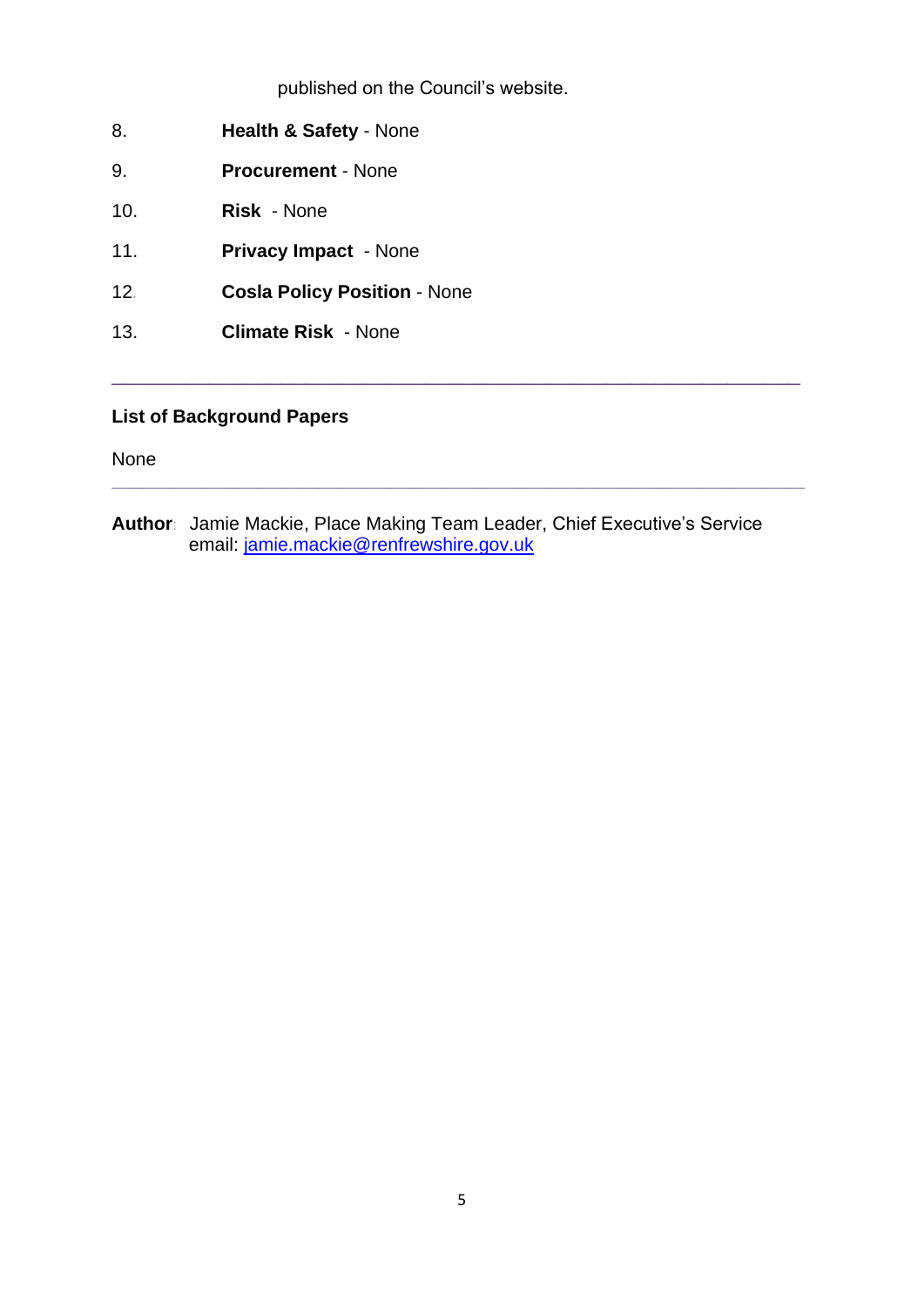published on the Council's website.

8. **Health & Safety** - None

9. **Procurement** - None

10. **Risk** - None

11. **Privacy Impact** - None

12. **Cosla Policy Position** - None

13. **Climate Risk** - None

---

**List of Background Papers**

None

---

**Author**: Jamie Mackie, Place Making Team Leader, Chief Executive's Service
email: jamie.mackie@renfrewshire.gov.uk